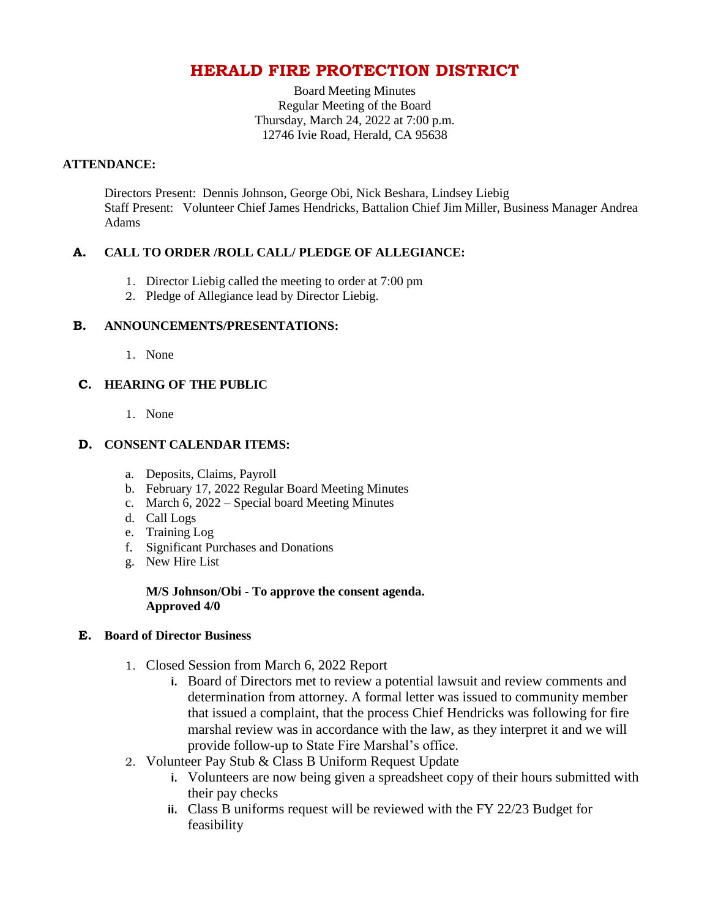# HERALD FIRE PROTECTION DISTRICT

Board Meeting Minutes
Regular Meeting of the Board
Thursday, March 24, 2022 at 7:00 p.m.
12746 Ivie Road, Herald, CA 95638

**ATTENDANCE:**

Directors Present: Dennis Johnson, George Obi, Nick Beshara, Lindsey Liebig
Staff Present: Volunteer Chief James Hendricks, Battalion Chief Jim Miller, Business Manager Andrea Adams

## A. CALL TO ORDER /ROLL CALL/ PLEDGE OF ALLEGIANCE:

1. Director Liebig called the meeting to order at 7:00 pm
2. Pledge of Allegiance lead by Director Liebig.

## B. ANNOUNCEMENTS/PRESENTATIONS:

1. None

## C. HEARING OF THE PUBLIC

1. None

## D. CONSENT CALENDAR ITEMS:

a. Deposits, Claims, Payroll
b. February 17, 2022 Regular Board Meeting Minutes
c. March 6, 2022 – Special board Meeting Minutes
d. Call Logs
e. Training Log
f. Significant Purchases and Donations
g. New Hire List

**M/S Johnson/Obi - To approve the consent agenda.**
**Approved 4/0**

## E. Board of Director Business

1. Closed Session from March 6, 2022 Report
   i. Board of Directors met to review a potential lawsuit and review comments and determination from attorney. A formal letter was issued to community member that issued a complaint, that the process Chief Hendricks was following for fire marshal review was in accordance with the law, as they interpret it and we will provide follow-up to State Fire Marshal's office.
2. Volunteer Pay Stub & Class B Uniform Request Update
   i. Volunteers are now being given a spreadsheet copy of their hours submitted with their pay checks
   ii. Class B uniforms request will be reviewed with the FY 22/23 Budget for feasibility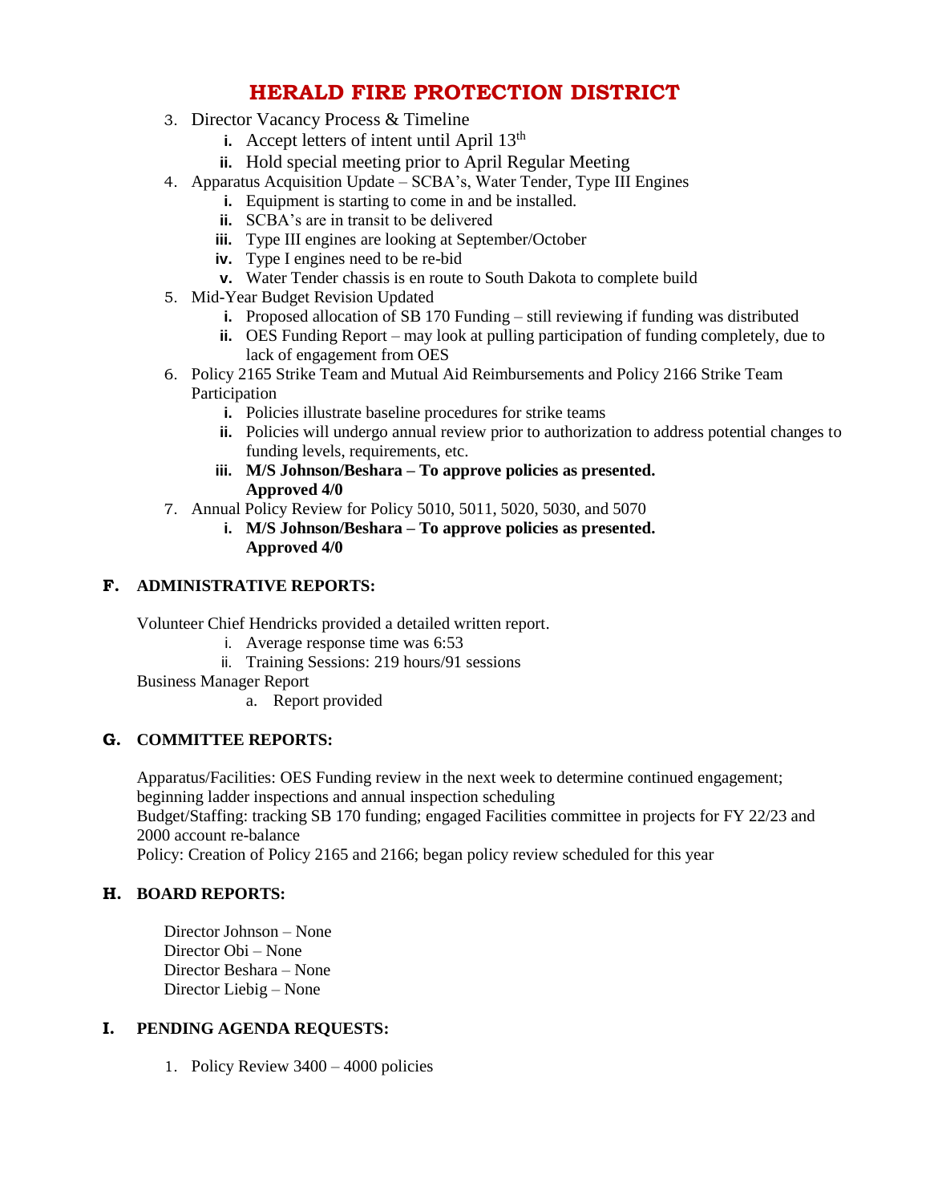# HERALD FIRE PROTECTION DISTRICT

3. Director Vacancy Process & Timeline
   - i. Accept letters of intent until April 13th
   - ii. Hold special meeting prior to April Regular Meeting
4. Apparatus Acquisition Update – SCBA's, Water Tender, Type III Engines
   - i. Equipment is starting to come in and be installed.
   - ii. SCBA's are in transit to be delivered
   - iii. Type III engines are looking at September/October
   - iv. Type I engines need to be re-bid
   - v. Water Tender chassis is en route to South Dakota to complete build
5. Mid-Year Budget Revision Updated
   - i. Proposed allocation of SB 170 Funding – still reviewing if funding was distributed
   - ii. OES Funding Report – may look at pulling participation of funding completely, due to lack of engagement from OES
6. Policy 2165 Strike Team and Mutual Aid Reimbursements and Policy 2166 Strike Team Participation
   - i. Policies illustrate baseline procedures for strike teams
   - ii. Policies will undergo annual review prior to authorization to address potential changes to funding levels, requirements, etc.
   - iii. **M/S Johnson/Beshara – To approve policies as presented. Approved 4/0**
7. Annual Policy Review for Policy 5010, 5011, 5020, 5030, and 5070
   - i. **M/S Johnson/Beshara – To approve policies as presented. Approved 4/0**

## F. ADMINISTRATIVE REPORTS:

Volunteer Chief Hendricks provided a detailed written report.

- i. Average response time was 6:53
- ii. Training Sessions: 219 hours/91 sessions

Business Manager Report

- a. Report provided

## G. COMMITTEE REPORTS:

Apparatus/Facilities: OES Funding review in the next week to determine continued engagement; beginning ladder inspections and annual inspection scheduling

Budget/Staffing: tracking SB 170 funding; engaged Facilities committee in projects for FY 22/23 and 2000 account re-balance

Policy: Creation of Policy 2165 and 2166; began policy review scheduled for this year

## H. BOARD REPORTS:

Director Johnson – None
Director Obi – None
Director Beshara – None
Director Liebig – None

## I. PENDING AGENDA REQUESTS:

1. Policy Review 3400 – 4000 policies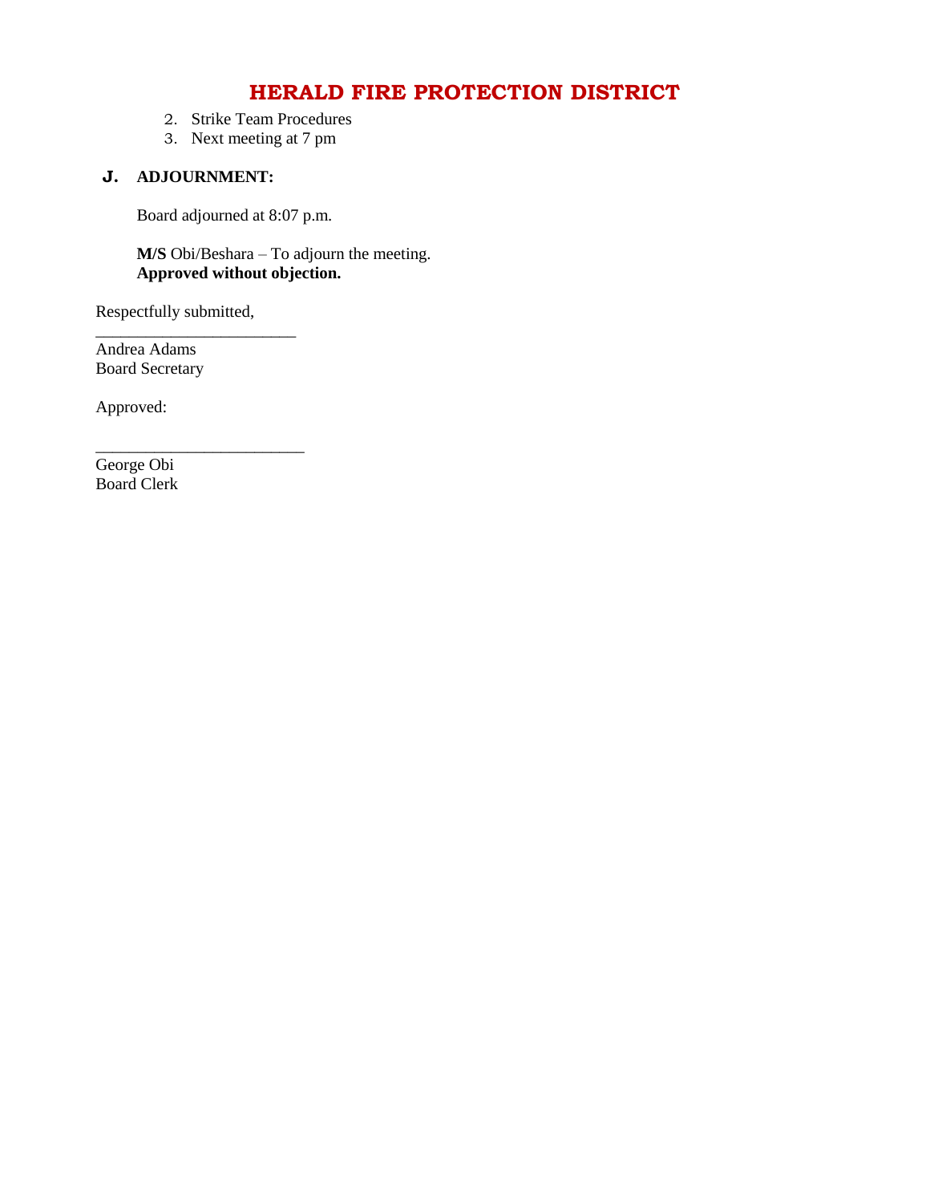2. Strike Team Procedures
3. Next meeting at 7 pm

### J. ADJOURNMENT:

Board adjourned at 8:07 p.m.

**M/S** Obi/Beshara – To adjourn the meeting.
**Approved without objection.**

Respectfully submitted,

\_\_\_\_\_\_\_\_\_\_\_\_\_\_\_\_\_\_\_\_\_\_\_\_

Andrea Adams
Board Secretary

Approved:

\_\_\_\_\_\_\_\_\_\_\_\_\_\_\_\_\_\_\_\_\_\_\_\_\_

George Obi
Board Clerk